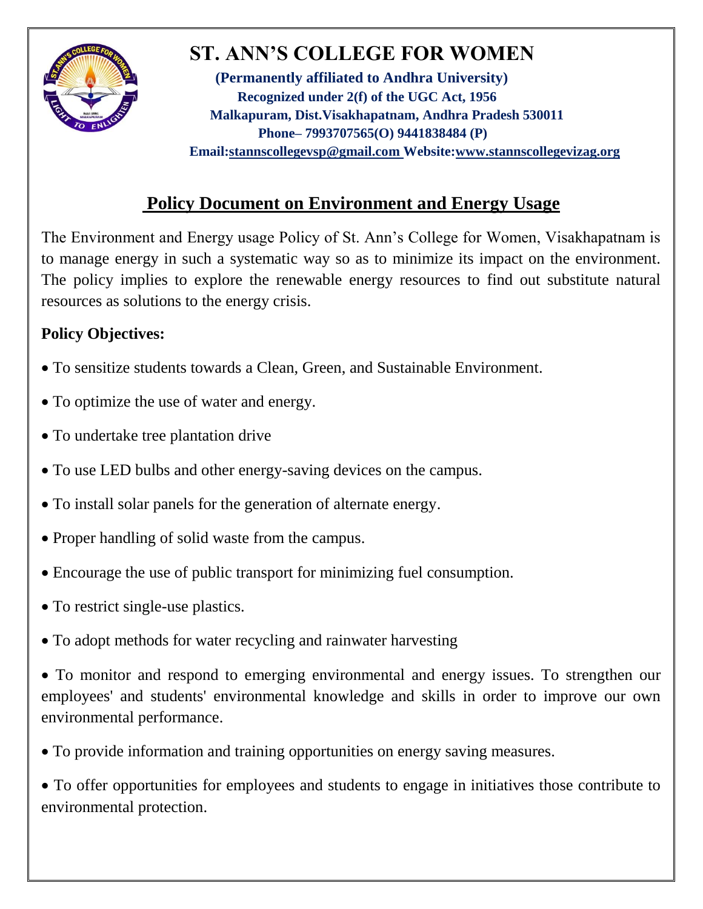# ST. ANN'S COLLEGE FOR WOMEN

**(Permanently affiliated to Andhra University)**
**Recognized under 2(f) of the UGC Act, 1956**
**Malkapuram, Dist.Visakhapatnam, Andhra Pradesh 530011**
**Phone– 7993707565(O) 9441838484 (P)**
**Email:stannscollegevsp@gmail.com Website:www.stannscollegevizag.org**

## Policy Document on Environment and Energy Usage

The Environment and Energy usage Policy of St. Ann's College for Women, Visakhapatnam is to manage energy in such a systematic way so as to minimize its impact on the environment. The policy implies to explore the renewable energy resources to find out substitute natural resources as solutions to the energy crisis.

**Policy Objectives:**

- To sensitize students towards a Clean, Green, and Sustainable Environment.
- To optimize the use of water and energy.
- To undertake tree plantation drive
- To use LED bulbs and other energy-saving devices on the campus.
- To install solar panels for the generation of alternate energy.
- Proper handling of solid waste from the campus.
- Encourage the use of public transport for minimizing fuel consumption.
- To restrict single-use plastics.
- To adopt methods for water recycling and rainwater harvesting
- To monitor and respond to emerging environmental and energy issues. To strengthen our employees' and students' environmental knowledge and skills in order to improve our own environmental performance.
- To provide information and training opportunities on energy saving measures.
- To offer opportunities for employees and students to engage in initiatives those contribute to environmental protection.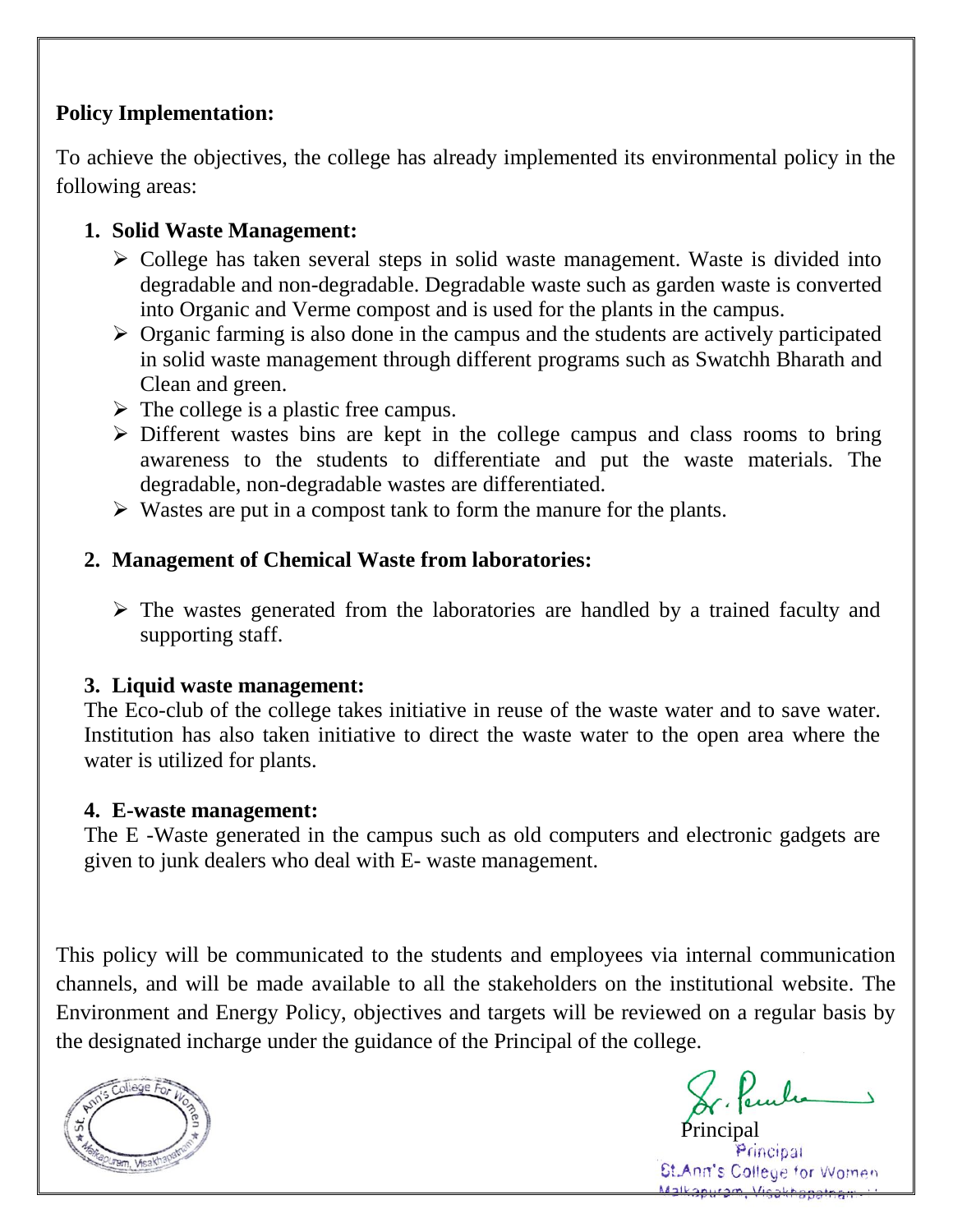**Policy Implementation:**

To achieve the objectives, the college has already implemented its environmental policy in the following areas:

1. **Solid Waste Management:**
   - College has taken several steps in solid waste management. Waste is divided into degradable and non-degradable. Degradable waste such as garden waste is converted into Organic and Verme compost and is used for the plants in the campus.
   - Organic farming is also done in the campus and the students are actively participated in solid waste management through different programs such as Swatchh Bharath and Clean and green.
   - The college is a plastic free campus.
   - Different wastes bins are kept in the college campus and class rooms to bring awareness to the students to differentiate and put the waste materials. The degradable, non-degradable wastes are differentiated.
   - Wastes are put in a compost tank to form the manure for the plants.

2. **Management of Chemical Waste from laboratories:**
   - The wastes generated from the laboratories are handled by a trained faculty and supporting staff.

3. **Liquid waste management:**
   The Eco-club of the college takes initiative in reuse of the waste water and to save water. Institution has also taken initiative to direct the waste water to the open area where the water is utilized for plants.

4. **E-waste management:**
   The E -Waste generated in the campus such as old computers and electronic gadgets are given to junk dealers who deal with E- waste management.

This policy will be communicated to the students and employees via internal communication channels, and will be made available to all the stakeholders on the institutional website. The Environment and Energy Policy, objectives and targets will be reviewed on a regular basis by the designated incharge under the guidance of the Principal of the college.

St. Ann's College For Women, Malkapuram, Visakhapatnam

Principal

Principal
St.Ann's College for Women
Malkapuram, Visakhapatnam